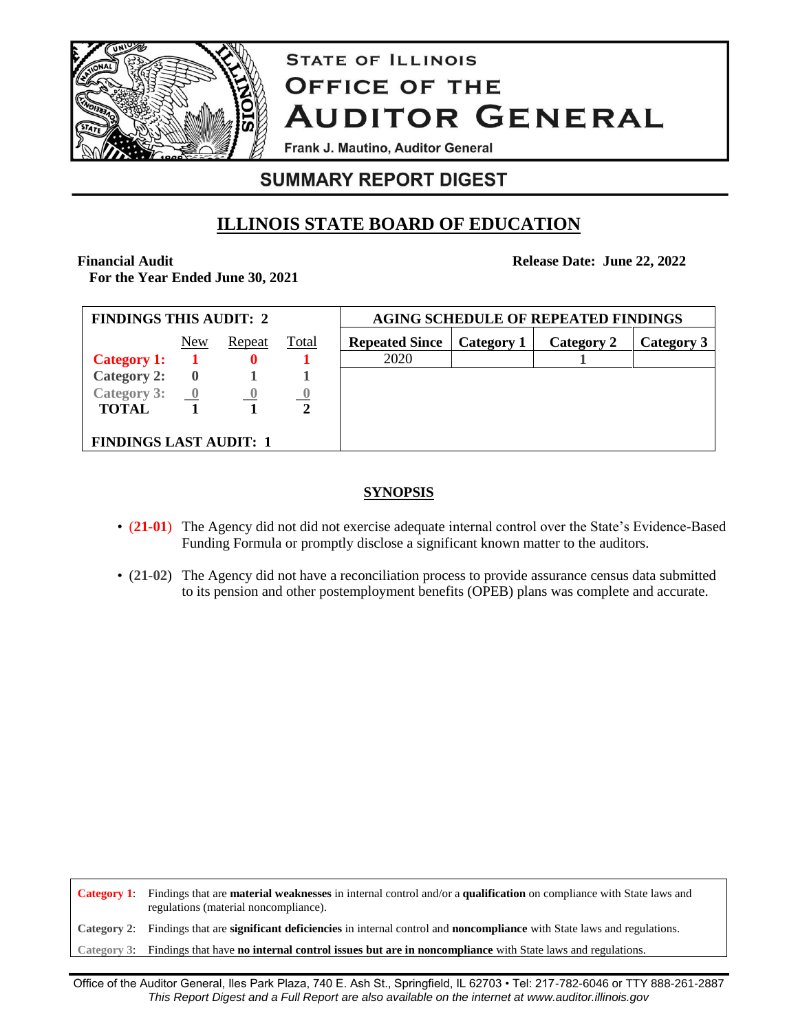# STATE OF ILLINOIS
# OFFICE OF THE AUDITOR GENERAL

Frank J. Mautino, Auditor General

## SUMMARY REPORT DIGEST

## ILLINOIS STATE BOARD OF EDUCATION

**Financial Audit**
**For the Year Ended June 30, 2021**

**Release Date: June 22, 2022**

**FINDINGS THIS AUDIT: 2**

| | New | Repeat | Total |
|---|---|---|---|
| **Category 1:** | **1** | **0** | **1** |
| **Category 2:** | **0** | **1** | **1** |
| **Category 3:** | **0** | **0** | **0** |
| **TOTAL** | **1** | **1** | **2** |

**FINDINGS LAST AUDIT: 1**

**AGING SCHEDULE OF REPEATED FINDINGS**

| Repeated Since | Category 1 | Category 2 | Category 3 |
|---|---|---|---|
| 2020 | | 1 | |

## SYNOPSIS

- **(21-01)** The Agency did not did not exercise adequate internal control over the State's Evidence-Based Funding Formula or promptly disclose a significant known matter to the auditors.
- **(21-02)** The Agency did not have a reconciliation process to provide assurance census data submitted to its pension and other postemployment benefits (OPEB) plans was complete and accurate.

| | |
|---|---|
| **Category 1**: | Findings that are **material weaknesses** in internal control and/or a **qualification** on compliance with State laws and regulations (material noncompliance). |
| **Category 2**: | Findings that are **significant deficiencies** in internal control and **noncompliance** with State laws and regulations. |
| **Category 3**: | Findings that have **no internal control issues but are in noncompliance** with State laws and regulations. |

Office of the Auditor General, Iles Park Plaza, 740 E. Ash St., Springfield, IL 62703 • Tel: 217-782-6046 or TTY 888-261-2887
*This Report Digest and a Full Report are also available on the internet at www.auditor.illinois.gov*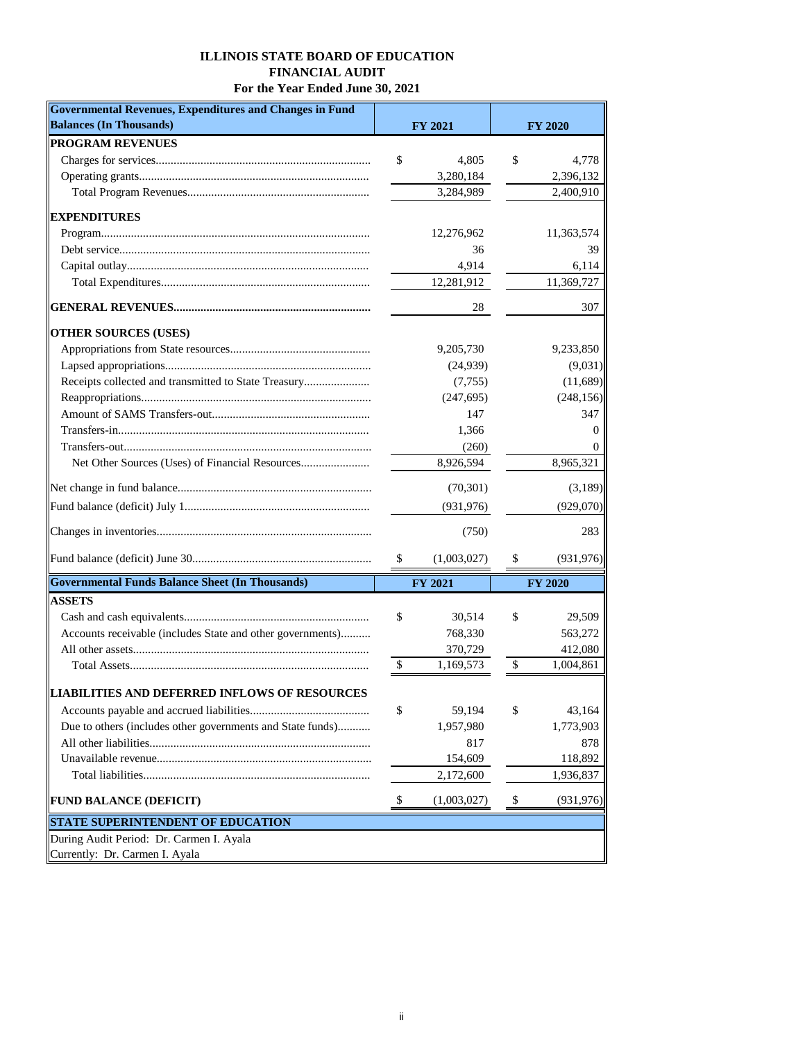**ILLINOIS STATE BOARD OF EDUCATION**
**FINANCIAL AUDIT**
**For the Year Ended June 30, 2021**

| Governmental Revenues, Expenditures and Changes in Fund Balances (In Thousands) | FY 2021 | FY 2020 |
|---|---|---|
| **PROGRAM REVENUES** | | |
| Charges for services | $ 4,805 | $ 4,778 |
| Operating grants | 3,280,184 | 2,396,132 |
| Total Program Revenues | 3,284,989 | 2,400,910 |
| **EXPENDITURES** | | |
| Program | 12,276,962 | 11,363,574 |
| Debt service | 36 | 39 |
| Capital outlay | 4,914 | 6,114 |
| Total Expenditures | 12,281,912 | 11,369,727 |
| **GENERAL REVENUES** | 28 | 307 |
| **OTHER SOURCES (USES)** | | |
| Appropriations from State resources | 9,205,730 | 9,233,850 |
| Lapsed appropriations | (24,939) | (9,031) |
| Receipts collected and transmitted to State Treasury | (7,755) | (11,689) |
| Reappropriations | (247,695) | (248,156) |
| Amount of SAMS Transfers-out | 147 | 347 |
| Transfers-in | 1,366 | 0 |
| Transfers-out | (260) | 0 |
| Net Other Sources (Uses) of Financial Resources | 8,926,594 | 8,965,321 |
| Net change in fund balance | (70,301) | (3,189) |
| Fund balance (deficit) July 1 | (931,976) | (929,070) |
| Changes in inventories | (750) | 283 |
| Fund balance (deficit) June 30 | $ (1,003,027) | $ (931,976) |

| Governmental Funds Balance Sheet (In Thousands) | FY 2021 | FY 2020 |
|---|---|---|
| **ASSETS** | | |
| Cash and cash equivalents | $ 30,514 | $ 29,509 |
| Accounts receivable (includes State and other governments) | 768,330 | 563,272 |
| All other assets | 370,729 | 412,080 |
| Total Assets | $ 1,169,573 | $ 1,004,861 |
| **LIABILITIES AND DEFERRED INFLOWS OF RESOURCES** | | |
| Accounts payable and accrued liabilities | $ 59,194 | $ 43,164 |
| Due to others (includes other governments and State funds) | 1,957,980 | 1,773,903 |
| All other liabilities | 817 | 878 |
| Unavailable revenue | 154,609 | 118,892 |
| Total liabilities | 2,172,600 | 1,936,837 |
| **FUND BALANCE (DEFICIT)** | $ (1,003,027) | $ (931,976) |

| STATE SUPERINTENDENT OF EDUCATION |
|---|
| During Audit Period: Dr. Carmen I. Ayala |
| Currently: Dr. Carmen I. Ayala |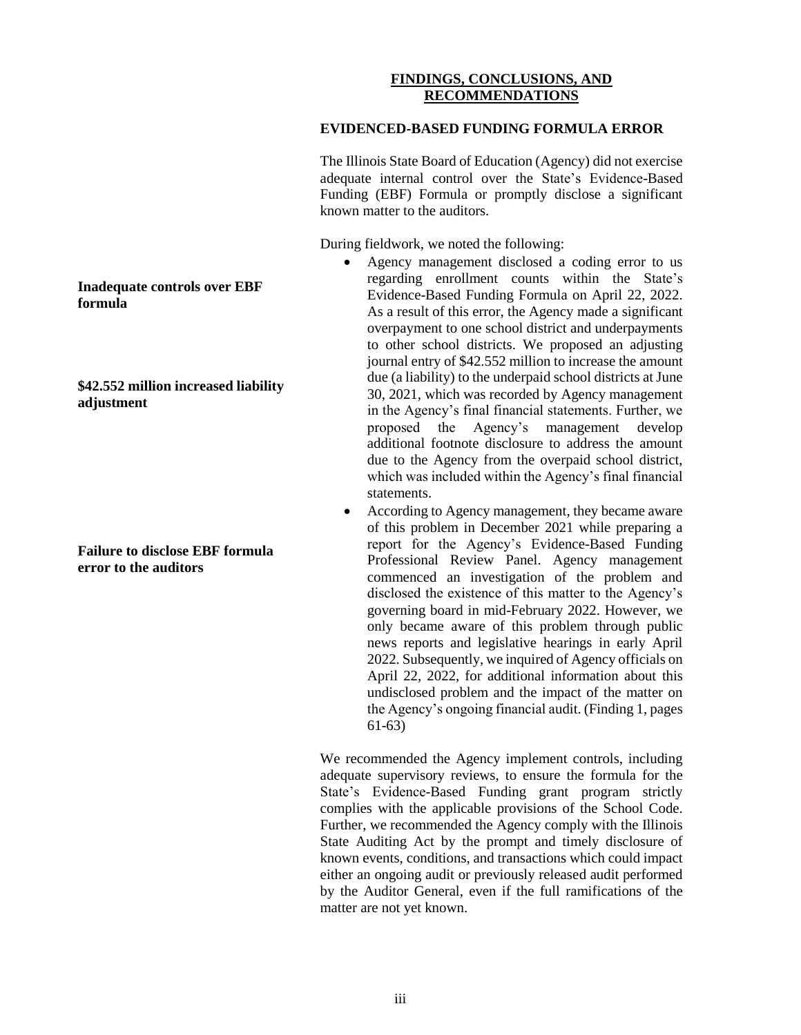## FINDINGS, CONCLUSIONS, AND RECOMMENDATIONS

### EVIDENCED-BASED FUNDING FORMULA ERROR

The Illinois State Board of Education (Agency) did not exercise adequate internal control over the State's Evidence-Based Funding (EBF) Formula or promptly disclose a significant known matter to the auditors.

During fieldwork, we noted the following:

**Inadequate controls over EBF formula**

**$42.552 million increased liability adjustment**

- Agency management disclosed a coding error to us regarding enrollment counts within the State's Evidence-Based Funding Formula on April 22, 2022. As a result of this error, the Agency made a significant overpayment to one school district and underpayments to other school districts. We proposed an adjusting journal entry of $42.552 million to increase the amount due (a liability) to the underpaid school districts at June 30, 2021, which was recorded by Agency management in the Agency's final financial statements. Further, we proposed the Agency's management develop additional footnote disclosure to address the amount due to the Agency from the overpaid school district, which was included within the Agency's final financial statements.

**Failure to disclose EBF formula error to the auditors**

- According to Agency management, they became aware of this problem in December 2021 while preparing a report for the Agency's Evidence-Based Funding Professional Review Panel. Agency management commenced an investigation of the problem and disclosed the existence of this matter to the Agency's governing board in mid-February 2022. However, we only became aware of this problem through public news reports and legislative hearings in early April 2022. Subsequently, we inquired of Agency officials on April 22, 2022, for additional information about this undisclosed problem and the impact of the matter on the Agency's ongoing financial audit. (Finding 1, pages 61-63)

We recommended the Agency implement controls, including adequate supervisory reviews, to ensure the formula for the State's Evidence-Based Funding grant program strictly complies with the applicable provisions of the School Code. Further, we recommended the Agency comply with the Illinois State Auditing Act by the prompt and timely disclosure of known events, conditions, and transactions which could impact either an ongoing audit or previously released audit performed by the Auditor General, even if the full ramifications of the matter are not yet known.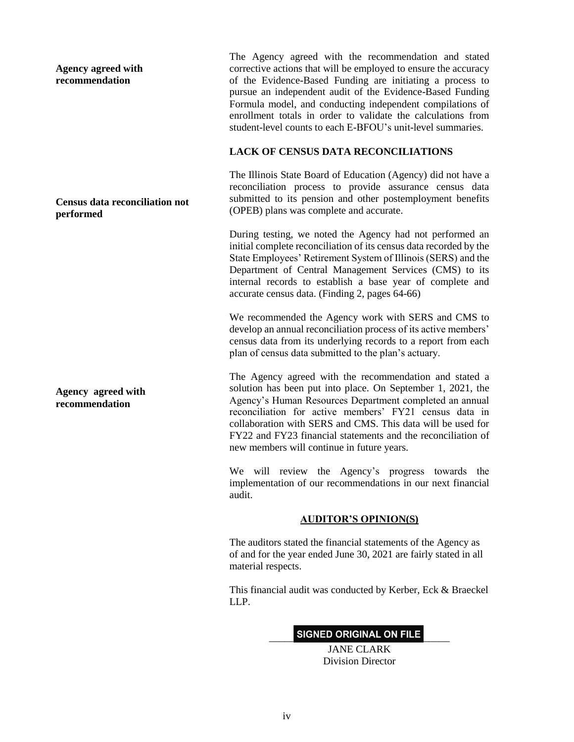**Agency agreed with recommendation**

The Agency agreed with the recommendation and stated corrective actions that will be employed to ensure the accuracy of the Evidence-Based Funding are initiating a process to pursue an independent audit of the Evidence-Based Funding Formula model, and conducting independent compilations of enrollment totals in order to validate the calculations from student-level counts to each E-BFOU's unit-level summaries.

**LACK OF CENSUS DATA RECONCILIATIONS**

**Census data reconciliation not performed**

The Illinois State Board of Education (Agency) did not have a reconciliation process to provide assurance census data submitted to its pension and other postemployment benefits (OPEB) plans was complete and accurate.

During testing, we noted the Agency had not performed an initial complete reconciliation of its census data recorded by the State Employees' Retirement System of Illinois (SERS) and the Department of Central Management Services (CMS) to its internal records to establish a base year of complete and accurate census data. (Finding 2, pages 64-66)

We recommended the Agency work with SERS and CMS to develop an annual reconciliation process of its active members' census data from its underlying records to a report from each plan of census data submitted to the plan's actuary.

**Agency agreed with recommendation**

The Agency agreed with the recommendation and stated a solution has been put into place. On September 1, 2021, the Agency's Human Resources Department completed an annual reconciliation for active members' FY21 census data in collaboration with SERS and CMS. This data will be used for FY22 and FY23 financial statements and the reconciliation of new members will continue in future years.

We will review the Agency's progress towards the implementation of our recommendations in our next financial audit.

**AUDITOR'S OPINION(S)**

The auditors stated the financial statements of the Agency as of and for the year ended June 30, 2021 are fairly stated in all material respects.

This financial audit was conducted by Kerber, Eck & Braeckel LLP.

SIGNED ORIGINAL ON FILE

JANE CLARK
Division Director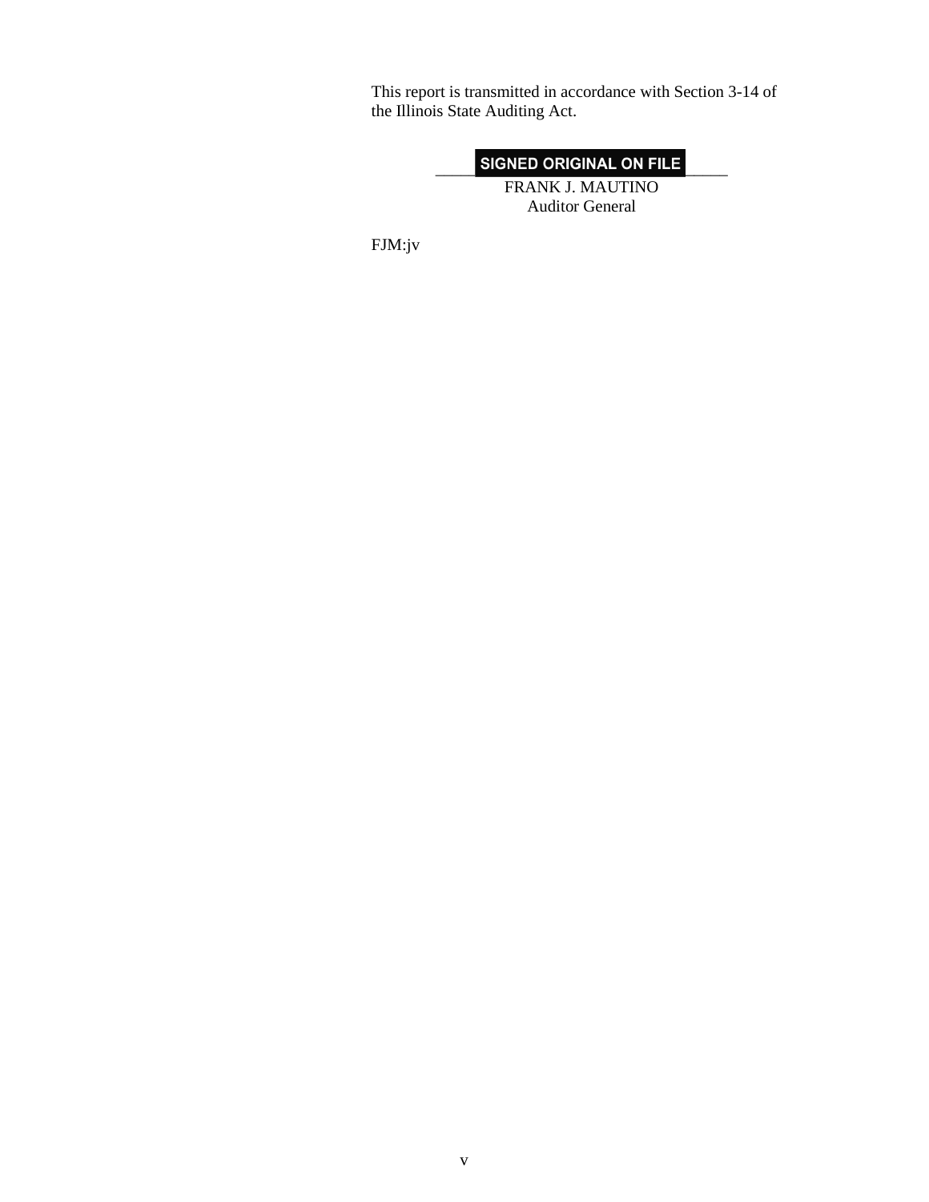This report is transmitted in accordance with Section 3-14 of the Illinois State Auditing Act.

SIGNED ORIGINAL ON FILE

FRANK J. MAUTINO
Auditor General

FJM:jv